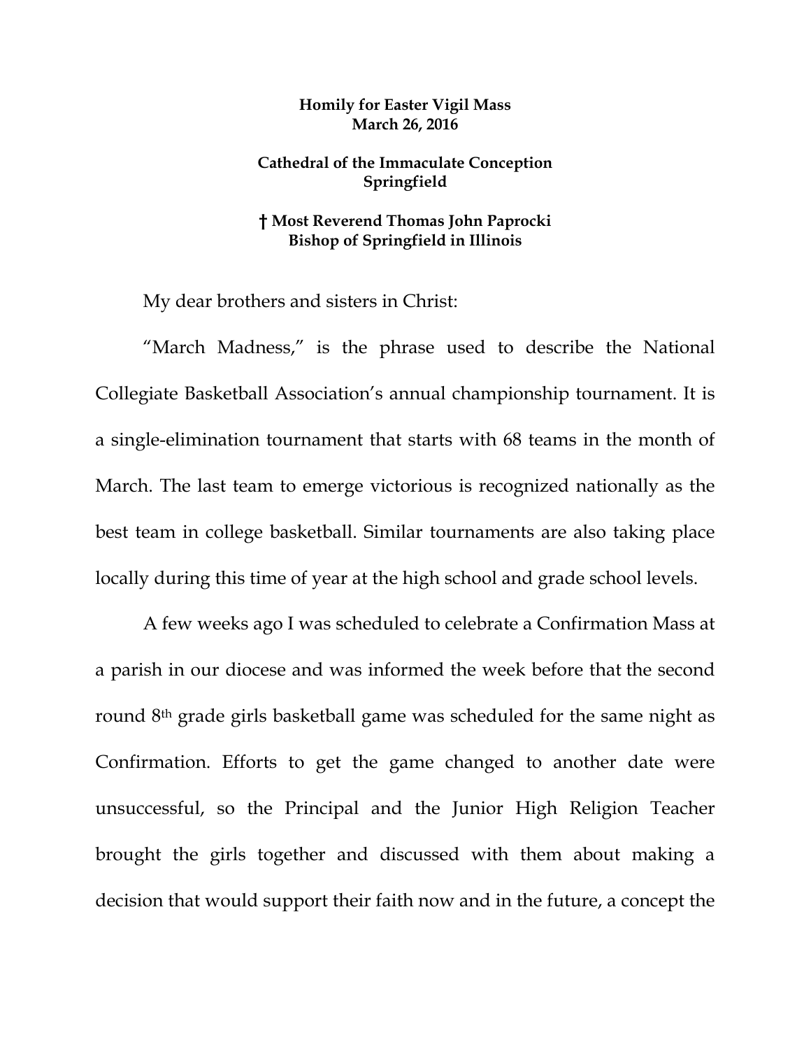**Homily for Easter Vigil Mass**
**March 26, 2016**

**Cathedral of the Immaculate Conception**
**Springfield**

**† Most Reverend Thomas John Paprocki**
**Bishop of Springfield in Illinois**

My dear brothers and sisters in Christ:

"March Madness," is the phrase used to describe the National Collegiate Basketball Association's annual championship tournament. It is a single-elimination tournament that starts with 68 teams in the month of March. The last team to emerge victorious is recognized nationally as the best team in college basketball. Similar tournaments are also taking place locally during this time of year at the high school and grade school levels.

A few weeks ago I was scheduled to celebrate a Confirmation Mass at a parish in our diocese and was informed the week before that the second round 8th grade girls basketball game was scheduled for the same night as Confirmation. Efforts to get the game changed to another date were unsuccessful, so the Principal and the Junior High Religion Teacher brought the girls together and discussed with them about making a decision that would support their faith now and in the future, a concept the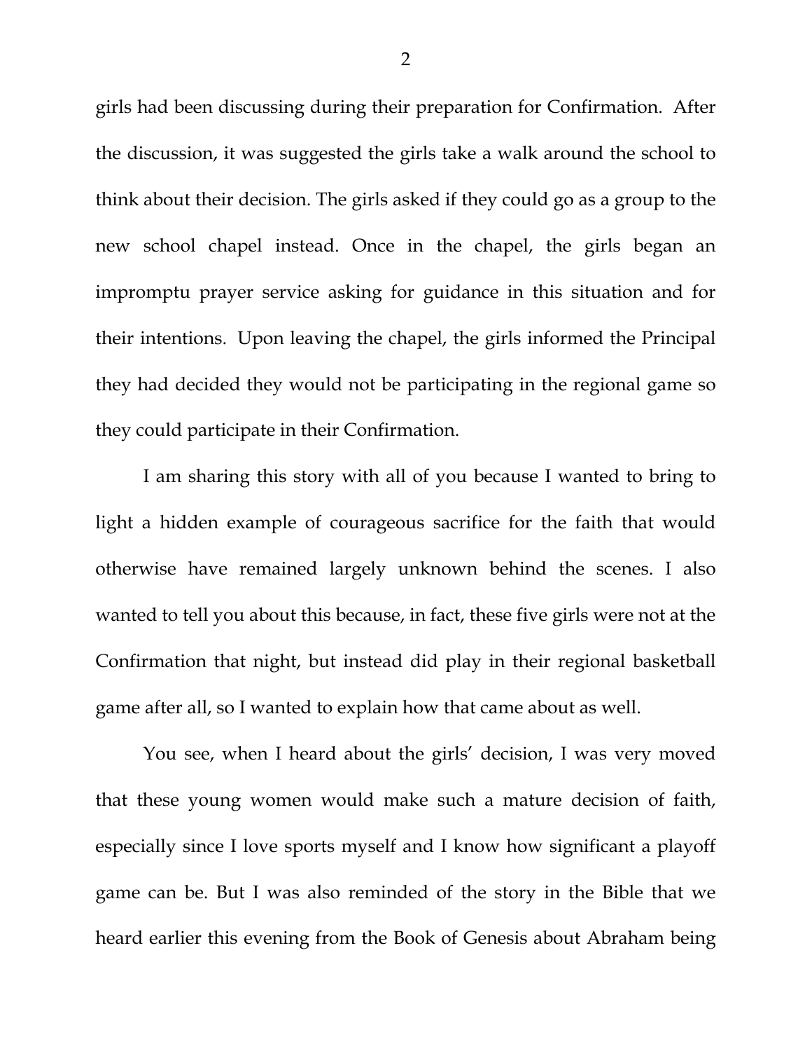girls had been discussing during their preparation for Confirmation. After the discussion, it was suggested the girls take a walk around the school to think about their decision. The girls asked if they could go as a group to the new school chapel instead. Once in the chapel, the girls began an impromptu prayer service asking for guidance in this situation and for their intentions. Upon leaving the chapel, the girls informed the Principal they had decided they would not be participating in the regional game so they could participate in their Confirmation.

I am sharing this story with all of you because I wanted to bring to light a hidden example of courageous sacrifice for the faith that would otherwise have remained largely unknown behind the scenes. I also wanted to tell you about this because, in fact, these five girls were not at the Confirmation that night, but instead did play in their regional basketball game after all, so I wanted to explain how that came about as well.

You see, when I heard about the girls' decision, I was very moved that these young women would make such a mature decision of faith, especially since I love sports myself and I know how significant a playoff game can be. But I was also reminded of the story in the Bible that we heard earlier this evening from the Book of Genesis about Abraham being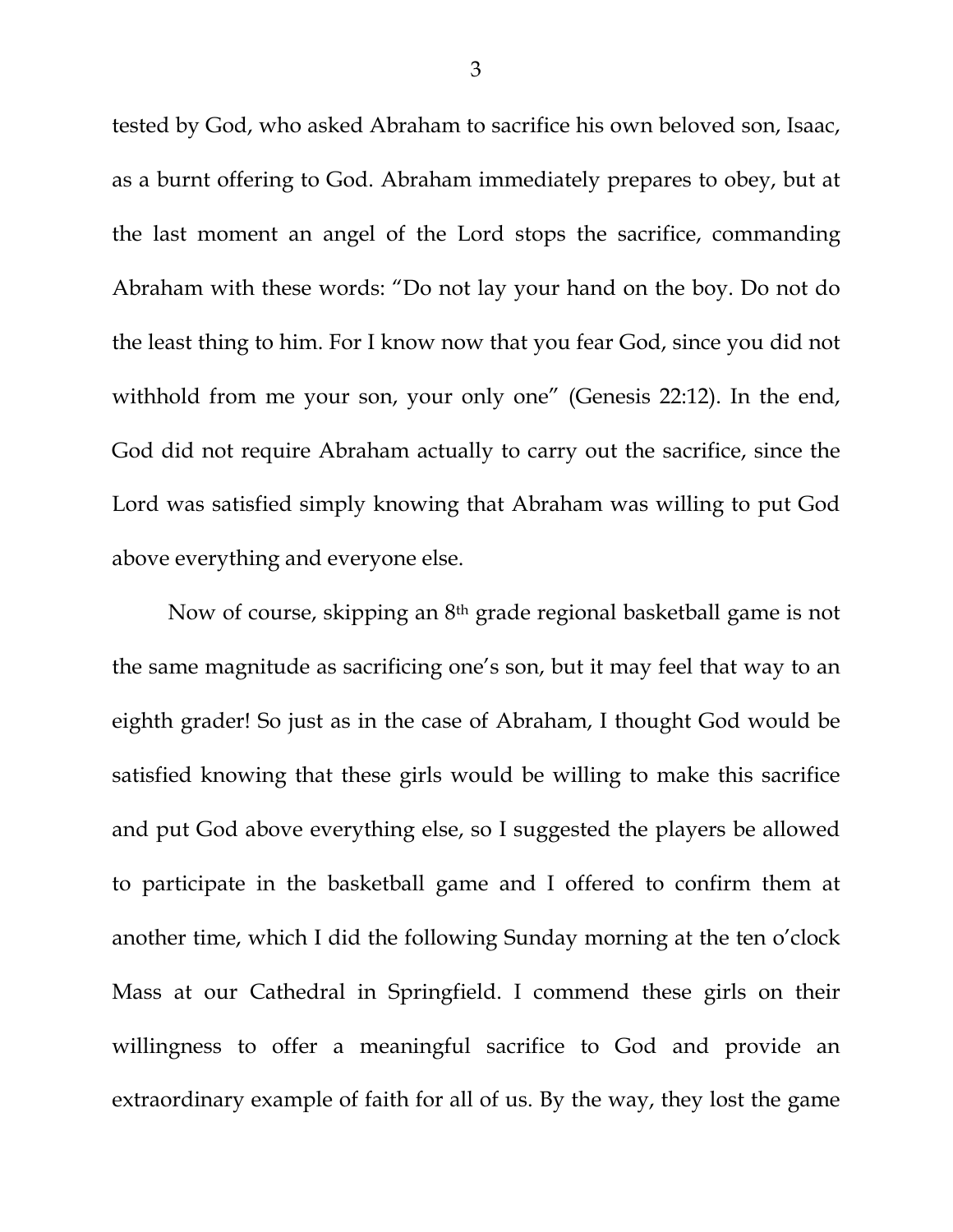tested by God, who asked Abraham to sacrifice his own beloved son, Isaac, as a burnt offering to God. Abraham immediately prepares to obey, but at the last moment an angel of the Lord stops the sacrifice, commanding Abraham with these words: "Do not lay your hand on the boy. Do not do the least thing to him. For I know now that you fear God, since you did not withhold from me your son, your only one" (Genesis 22:12). In the end, God did not require Abraham actually to carry out the sacrifice, since the Lord was satisfied simply knowing that Abraham was willing to put God above everything and everyone else.

Now of course, skipping an 8th grade regional basketball game is not the same magnitude as sacrificing one's son, but it may feel that way to an eighth grader! So just as in the case of Abraham, I thought God would be satisfied knowing that these girls would be willing to make this sacrifice and put God above everything else, so I suggested the players be allowed to participate in the basketball game and I offered to confirm them at another time, which I did the following Sunday morning at the ten o'clock Mass at our Cathedral in Springfield. I commend these girls on their willingness to offer a meaningful sacrifice to God and provide an extraordinary example of faith for all of us. By the way, they lost the game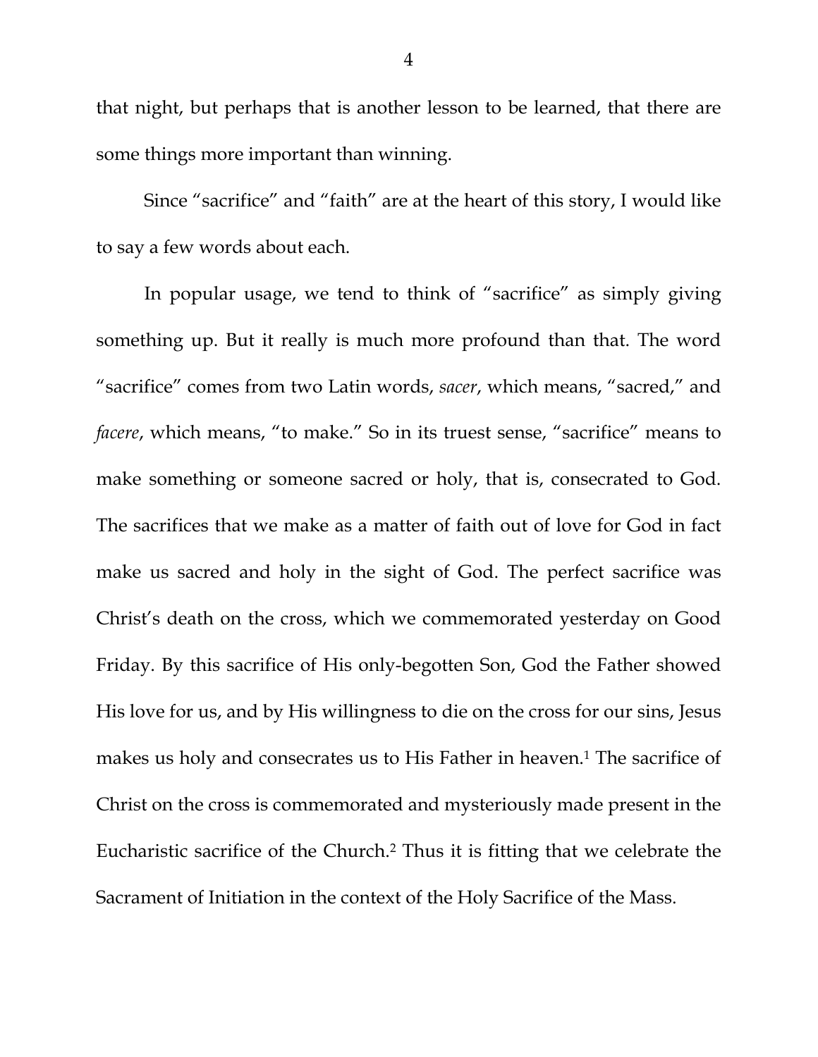that night, but perhaps that is another lesson to be learned, that there are some things more important than winning.

Since "sacrifice" and "faith" are at the heart of this story, I would like to say a few words about each.

In popular usage, we tend to think of "sacrifice" as simply giving something up. But it really is much more profound than that. The word "sacrifice" comes from two Latin words, *sacer*, which means, "sacred," and *facere*, which means, "to make." So in its truest sense, "sacrifice" means to make something or someone sacred or holy, that is, consecrated to God. The sacrifices that we make as a matter of faith out of love for God in fact make us sacred and holy in the sight of God. The perfect sacrifice was Christ's death on the cross, which we commemorated yesterday on Good Friday. By this sacrifice of His only-begotten Son, God the Father showed His love for us, and by His willingness to die on the cross for our sins, Jesus makes us holy and consecrates us to His Father in heaven.[1] The sacrifice of Christ on the cross is commemorated and mysteriously made present in the Eucharistic sacrifice of the Church.[2] Thus it is fitting that we celebrate the Sacrament of Initiation in the context of the Holy Sacrifice of the Mass.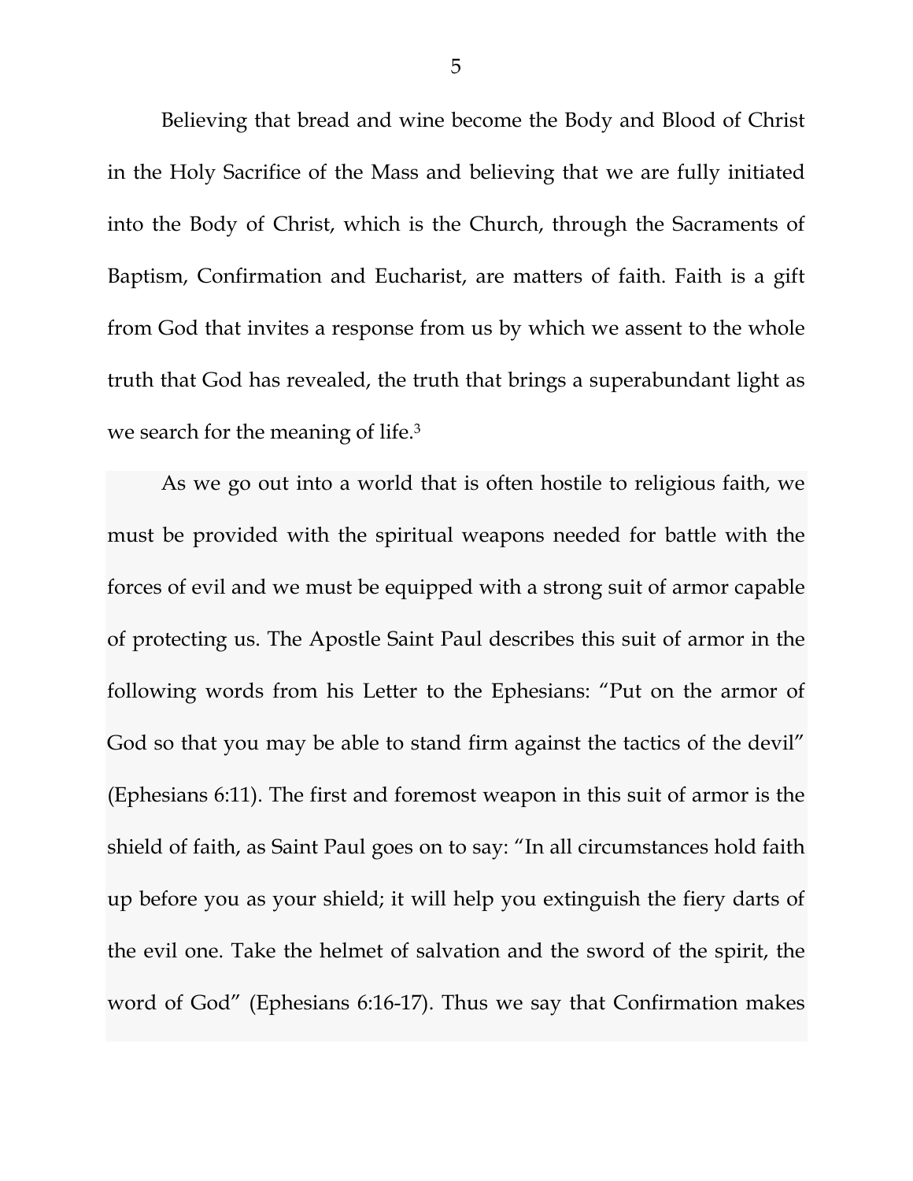Believing that bread and wine become the Body and Blood of Christ in the Holy Sacrifice of the Mass and believing that we are fully initiated into the Body of Christ, which is the Church, through the Sacraments of Baptism, Confirmation and Eucharist, are matters of faith. Faith is a gift from God that invites a response from us by which we assent to the whole truth that God has revealed, the truth that brings a superabundant light as we search for the meaning of life.[3]

As we go out into a world that is often hostile to religious faith, we must be provided with the spiritual weapons needed for battle with the forces of evil and we must be equipped with a strong suit of armor capable of protecting us. The Apostle Saint Paul describes this suit of armor in the following words from his Letter to the Ephesians: "Put on the armor of God so that you may be able to stand firm against the tactics of the devil" (Ephesians 6:11). The first and foremost weapon in this suit of armor is the shield of faith, as Saint Paul goes on to say: "In all circumstances hold faith up before you as your shield; it will help you extinguish the fiery darts of the evil one. Take the helmet of salvation and the sword of the spirit, the word of God" (Ephesians 6:16-17). Thus we say that Confirmation makes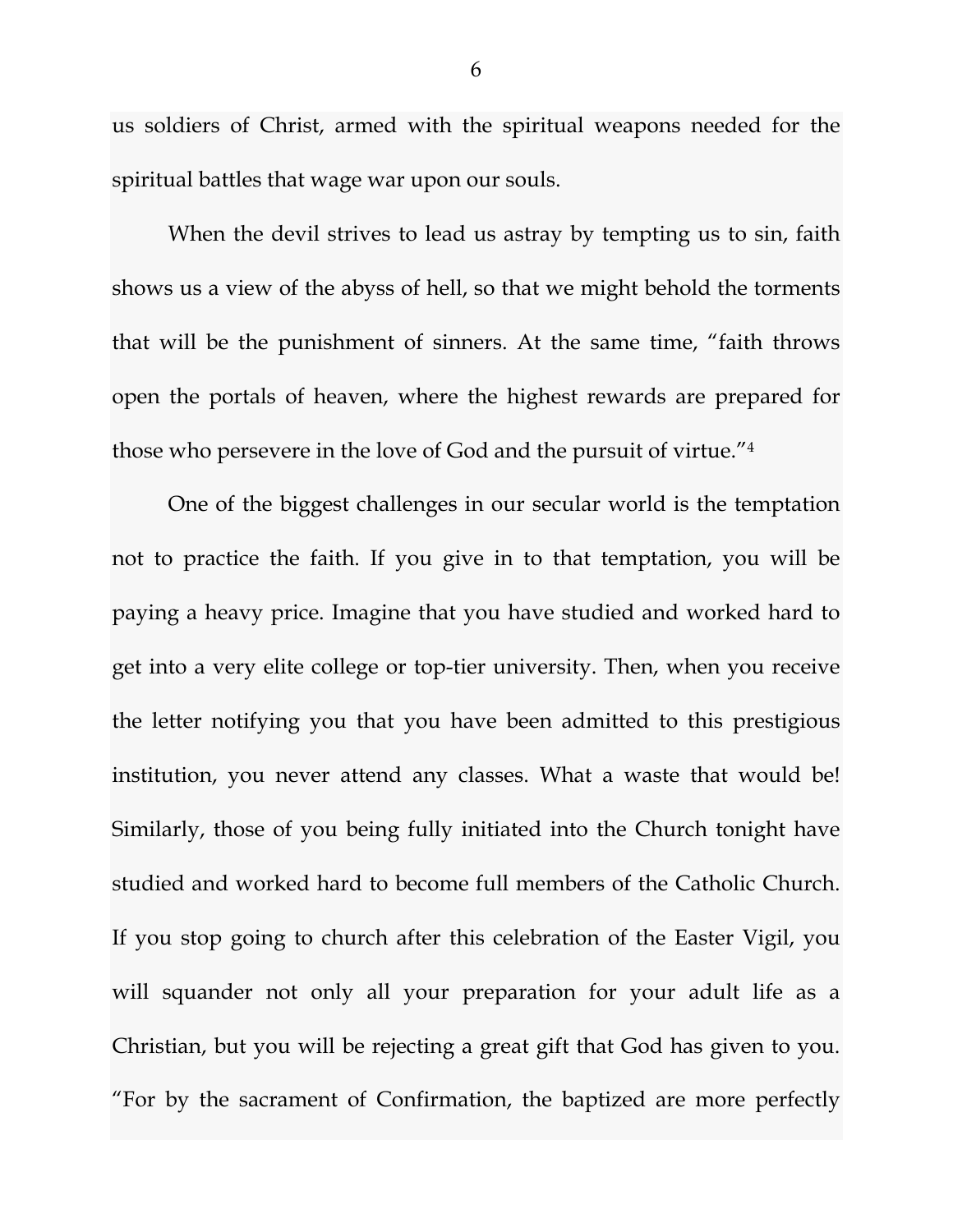us soldiers of Christ, armed with the spiritual weapons needed for the spiritual battles that wage war upon our souls.

When the devil strives to lead us astray by tempting us to sin, faith shows us a view of the abyss of hell, so that we might behold the torments that will be the punishment of sinners. At the same time, "faith throws open the portals of heaven, where the highest rewards are prepared for those who persevere in the love of God and the pursuit of virtue."[4]

One of the biggest challenges in our secular world is the temptation not to practice the faith. If you give in to that temptation, you will be paying a heavy price. Imagine that you have studied and worked hard to get into a very elite college or top-tier university. Then, when you receive the letter notifying you that you have been admitted to this prestigious institution, you never attend any classes. What a waste that would be! Similarly, those of you being fully initiated into the Church tonight have studied and worked hard to become full members of the Catholic Church. If you stop going to church after this celebration of the Easter Vigil, you will squander not only all your preparation for your adult life as a Christian, but you will be rejecting a great gift that God has given to you. "For by the sacrament of Confirmation, the baptized are more perfectly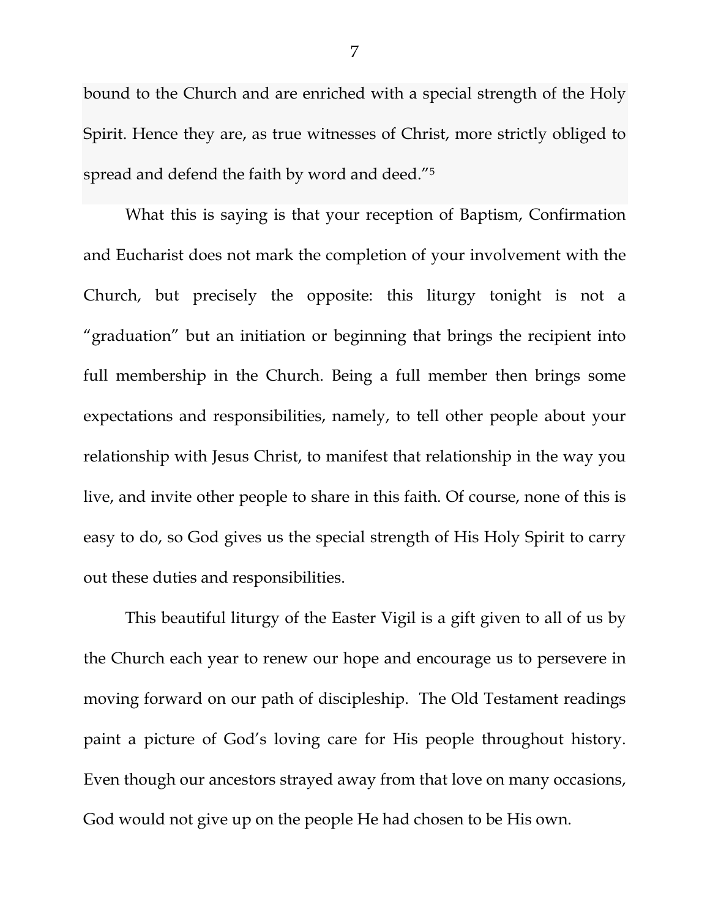> bound to the Church and are enriched with a special strength of the Holy Spirit. Hence they are, as true witnesses of Christ, more strictly obliged to spread and defend the faith by word and deed."[5]

What this is saying is that your reception of Baptism, Confirmation and Eucharist does not mark the completion of your involvement with the Church, but precisely the opposite: this liturgy tonight is not a "graduation" but an initiation or beginning that brings the recipient into full membership in the Church. Being a full member then brings some expectations and responsibilities, namely, to tell other people about your relationship with Jesus Christ, to manifest that relationship in the way you live, and invite other people to share in this faith. Of course, none of this is easy to do, so God gives us the special strength of His Holy Spirit to carry out these duties and responsibilities.

This beautiful liturgy of the Easter Vigil is a gift given to all of us by the Church each year to renew our hope and encourage us to persevere in moving forward on our path of discipleship. The Old Testament readings paint a picture of God's loving care for His people throughout history. Even though our ancestors strayed away from that love on many occasions, God would not give up on the people He had chosen to be His own.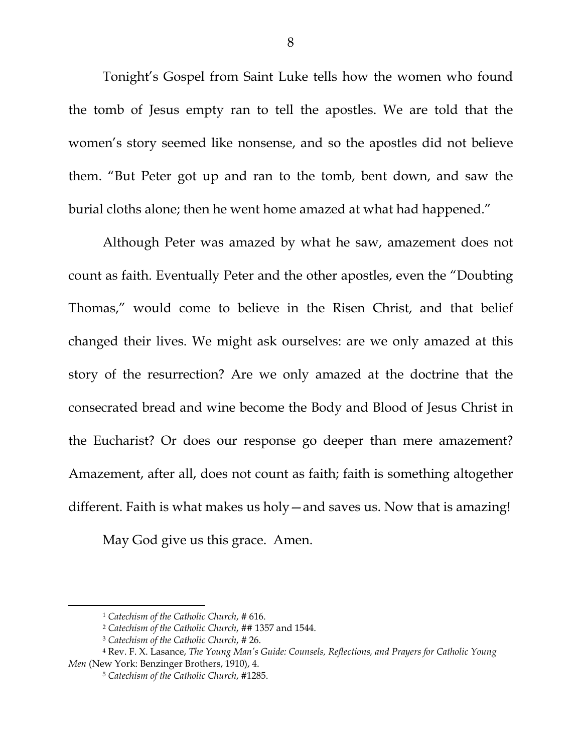Tonight's Gospel from Saint Luke tells how the women who found the tomb of Jesus empty ran to tell the apostles. We are told that the women's story seemed like nonsense, and so the apostles did not believe them. "But Peter got up and ran to the tomb, bent down, and saw the burial cloths alone; then he went home amazed at what had happened."

Although Peter was amazed by what he saw, amazement does not count as faith. Eventually Peter and the other apostles, even the "Doubting Thomas," would come to believe in the Risen Christ, and that belief changed their lives. We might ask ourselves: are we only amazed at this story of the resurrection? Are we only amazed at the doctrine that the consecrated bread and wine become the Body and Blood of Jesus Christ in the Eucharist? Or does our response go deeper than mere amazement? Amazement, after all, does not count as faith; faith is something altogether different. Faith is what makes us holy—and saves us. Now that is amazing!

May God give us this grace. Amen.

---

[1] *Catechism of the Catholic Church*, # 616.

[2] *Catechism of the Catholic Church*, ## 1357 and 1544.

[3] *Catechism of the Catholic Church*, # 26.

[4] Rev. F. X. Lasance, *The Young Man's Guide: Counsels, Reflections, and Prayers for Catholic Young Men* (New York: Benzinger Brothers, 1910), 4.

[5] *Catechism of the Catholic Church*, #1285.